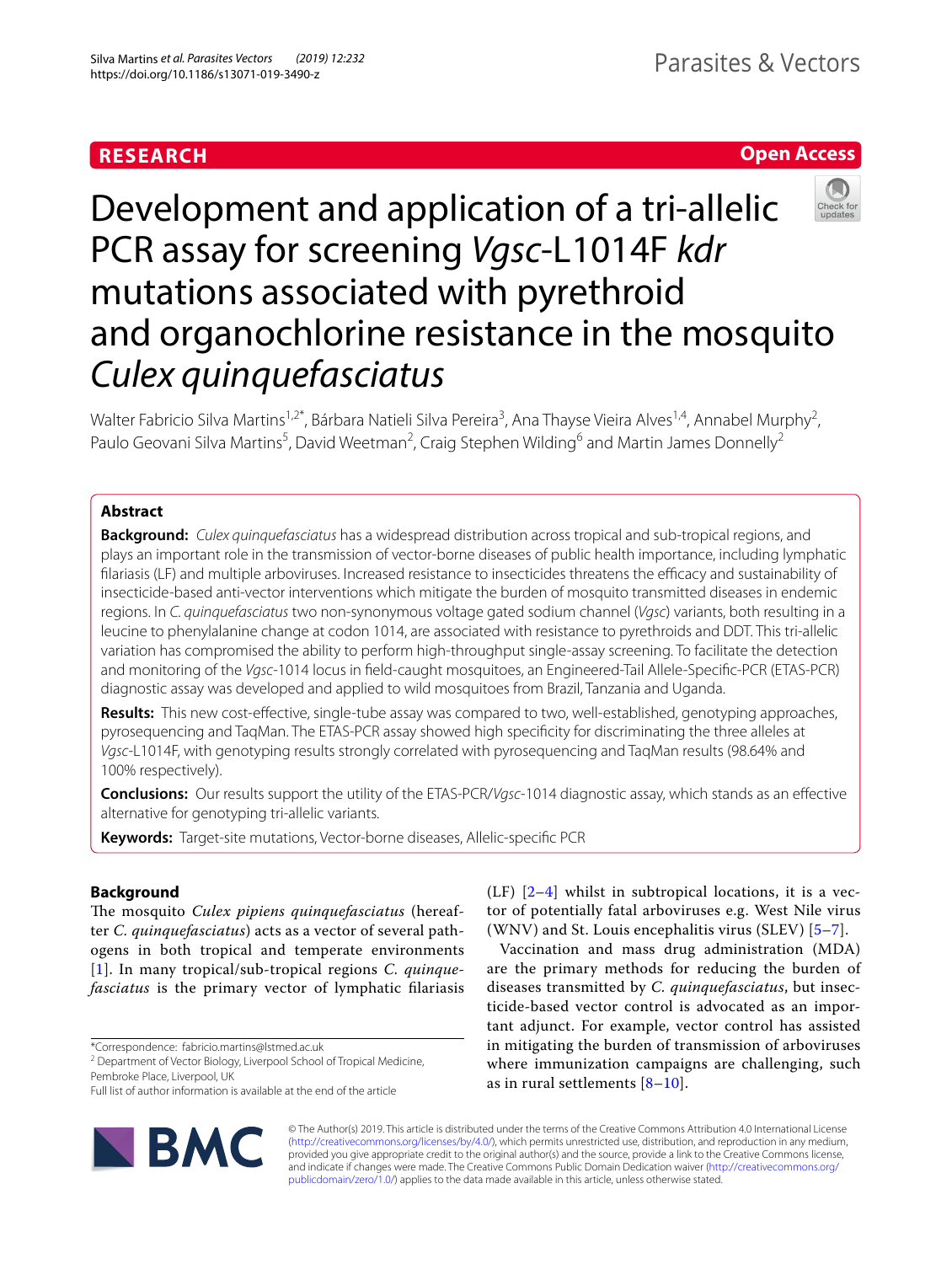RESEARCH

Open Access

# Development and application of a tri-allelic PCR assay for screening *Vgsc*-L1014F *kdr* mutations associated with pyrethroid and organochlorine resistance in the mosquito *Culex quinquefasciatus*

Walter Fabricio Silva Martins[1,2*], Bárbara Natieli Silva Pereira[3], Ana Thayse Vieira Alves[1,4], Annabel Murphy[2], Paulo Geovani Silva Martins[5], David Weetman[2], Craig Stephen Wilding[6] and Martin James Donnelly[2]

## Abstract

**Background:** *Culex quinquefasciatus* has a widespread distribution across tropical and sub-tropical regions, and plays an important role in the transmission of vector-borne diseases of public health importance, including lymphatic filariasis (LF) and multiple arboviruses. Increased resistance to insecticides threatens the efficacy and sustainability of insecticide-based anti-vector interventions which mitigate the burden of mosquito transmitted diseases in endemic regions. In *C. quinquefasciatus* two non-synonymous voltage gated sodium channel (*Vgsc*) variants, both resulting in a leucine to phenylalanine change at codon 1014, are associated with resistance to pyrethroids and DDT. This tri-allelic variation has compromised the ability to perform high-throughput single-assay screening. To facilitate the detection and monitoring of the *Vgsc*-1014 locus in field-caught mosquitoes, an Engineered-Tail Allele-Specific-PCR (ETAS-PCR) diagnostic assay was developed and applied to wild mosquitoes from Brazil, Tanzania and Uganda.

**Results:** This new cost-effective, single-tube assay was compared to two, well-established, genotyping approaches, pyrosequencing and TaqMan. The ETAS-PCR assay showed high specificity for discriminating the three alleles at *Vgsc*-L1014F, with genotyping results strongly correlated with pyrosequencing and TaqMan results (98.64% and 100% respectively).

**Conclusions:** Our results support the utility of the ETAS-PCR/*Vgsc*-1014 diagnostic assay, which stands as an effective alternative for genotyping tri-allelic variants.

**Keywords:** Target-site mutations, Vector-borne diseases, Allelic-specific PCR

## Background

The mosquito *Culex pipiens quinquefasciatus* (hereafter *C. quinquefasciatus*) acts as a vector of several pathogens in both tropical and temperate environments [1]. In many tropical/sub-tropical regions *C. quinquefasciatus* is the primary vector of lymphatic filariasis (LF) [2–4] whilst in subtropical locations, it is a vector of potentially fatal arboviruses e.g. West Nile virus (WNV) and St. Louis encephalitis virus (SLEV) [5–7].

Vaccination and mass drug administration (MDA) are the primary methods for reducing the burden of diseases transmitted by *C. quinquefasciatus*, but insecticide-based vector control is advocated as an important adjunct. For example, vector control has assisted in mitigating the burden of transmission of arboviruses where immunization campaigns are challenging, such as in rural settlements [8–10].

*Correspondence: fabricio.martins@lstmed.ac.uk
[2] Department of Vector Biology, Liverpool School of Tropical Medicine, Pembroke Place, Liverpool, UK
Full list of author information is available at the end of the article

© The Author(s) 2019. This article is distributed under the terms of the Creative Commons Attribution 4.0 International License (http://creativecommons.org/licenses/by/4.0/), which permits unrestricted use, distribution, and reproduction in any medium, provided you give appropriate credit to the original author(s) and the source, provide a link to the Creative Commons license, and indicate if changes were made. The Creative Commons Public Domain Dedication waiver (http://creativecommons.org/publicdomain/zero/1.0/) applies to the data made available in this article, unless otherwise stated.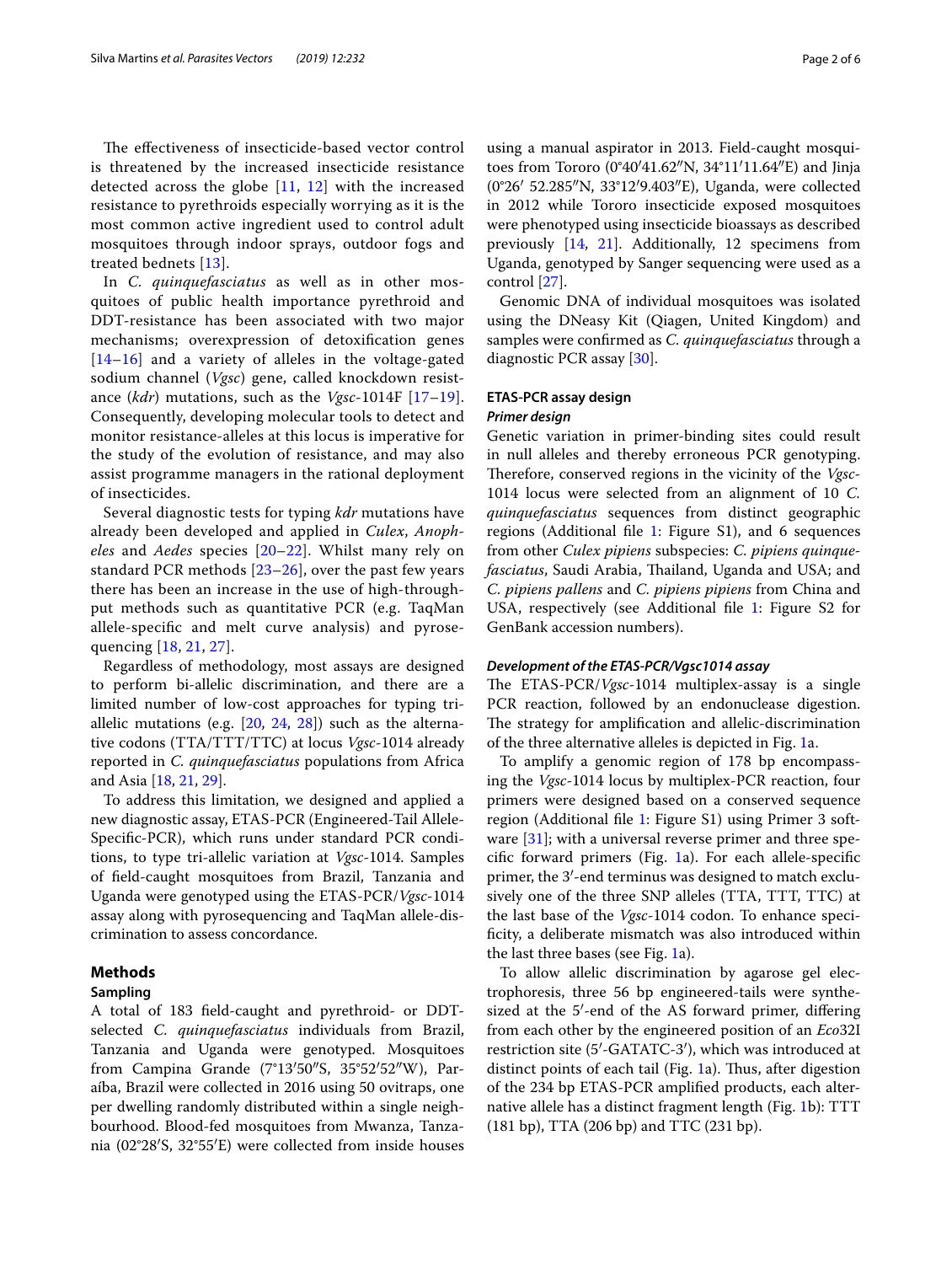The effectiveness of insecticide-based vector control is threatened by the increased insecticide resistance detected across the globe [11, 12] with the increased resistance to pyrethroids especially worrying as it is the most common active ingredient used to control adult mosquitoes through indoor sprays, outdoor fogs and treated bednets [13].

In *C. quinquefasciatus* as well as in other mosquitoes of public health importance pyrethroid and DDT-resistance has been associated with two major mechanisms; overexpression of detoxification genes [14–16] and a variety of alleles in the voltage-gated sodium channel (*Vgsc*) gene, called knockdown resistance (*kdr*) mutations, such as the *Vgsc*-1014F [17–19]. Consequently, developing molecular tools to detect and monitor resistance-alleles at this locus is imperative for the study of the evolution of resistance, and may also assist programme managers in the rational deployment of insecticides.

Several diagnostic tests for typing *kdr* mutations have already been developed and applied in *Culex*, *Anopheles* and *Aedes* species [20–22]. Whilst many rely on standard PCR methods [23–26], over the past few years there has been an increase in the use of high-throughput methods such as quantitative PCR (e.g. TaqMan allele-specific and melt curve analysis) and pyrosequencing [18, 21, 27].

Regardless of methodology, most assays are designed to perform bi-allelic discrimination, and there are a limited number of low-cost approaches for typing tri-allelic mutations (e.g. [20, 24, 28]) such as the alternative codons (TTA/TTT/TTC) at locus *Vgsc*-1014 already reported in *C. quinquefasciatus* populations from Africa and Asia [18, 21, 29].

To address this limitation, we designed and applied a new diagnostic assay, ETAS-PCR (Engineered-Tail Allele-Specific-PCR), which runs under standard PCR conditions, to type tri-allelic variation at *Vgsc*-1014. Samples of field-caught mosquitoes from Brazil, Tanzania and Uganda were genotyped using the ETAS-PCR/*Vgsc*-1014 assay along with pyrosequencing and TaqMan allele-discrimination to assess concordance.

## Methods

### Sampling

A total of 183 field-caught and pyrethroid- or DDT-selected *C. quinquefasciatus* individuals from Brazil, Tanzania and Uganda were genotyped. Mosquitoes from Campina Grande (7°13′50″S, 35°52′52″W), Paraíba, Brazil were collected in 2016 using 50 ovitraps, one per dwelling randomly distributed within a single neighbourhood. Blood-fed mosquitoes from Mwanza, Tanzania (02°28′S, 32°55′E) were collected from inside houses using a manual aspirator in 2013. Field-caught mosquitoes from Tororo (0°40′41.62″N, 34°11′11.64″E) and Jinja (0°26′ 52.285″N, 33°12′9.403″E), Uganda, were collected in 2012 while Tororo insecticide exposed mosquitoes were phenotyped using insecticide bioassays as described previously [14, 21]. Additionally, 12 specimens from Uganda, genotyped by Sanger sequencing were used as a control [27].

Genomic DNA of individual mosquitoes was isolated using the DNeasy Kit (Qiagen, United Kingdom) and samples were confirmed as *C. quinquefasciatus* through a diagnostic PCR assay [30].

### ETAS-PCR assay design

#### *Primer design*

Genetic variation in primer-binding sites could result in null alleles and thereby erroneous PCR genotyping. Therefore, conserved regions in the vicinity of the *Vgsc*-1014 locus were selected from an alignment of 10 *C. quinquefasciatus* sequences from distinct geographic regions (Additional file 1: Figure S1), and 6 sequences from other *Culex pipiens* subspecies: *C. pipiens quinquefasciatus*, Saudi Arabia, Thailand, Uganda and USA; and *C. pipiens pallens* and *C. pipiens pipiens* from China and USA, respectively (see Additional file 1: Figure S2 for GenBank accession numbers).

#### *Development of the ETAS-PCR/Vgsc1014 assay*

The ETAS-PCR/*Vgsc*-1014 multiplex-assay is a single PCR reaction, followed by an endonuclease digestion. The strategy for amplification and allelic-discrimination of the three alternative alleles is depicted in Fig. 1a.

To amplify a genomic region of 178 bp encompassing the *Vgsc*-1014 locus by multiplex-PCR reaction, four primers were designed based on a conserved sequence region (Additional file 1: Figure S1) using Primer 3 software [31]; with a universal reverse primer and three specific forward primers (Fig. 1a). For each allele-specific primer, the 3′-end terminus was designed to match exclusively one of the three SNP alleles (TTA, TTT, TTC) at the last base of the *Vgsc*-1014 codon. To enhance specificity, a deliberate mismatch was also introduced within the last three bases (see Fig. 1a).

To allow allelic discrimination by agarose gel electrophoresis, three 56 bp engineered-tails were synthesized at the 5′-end of the AS forward primer, differing from each other by the engineered position of an *Eco*32I restriction site (5′-GATATC-3′), which was introduced at distinct points of each tail (Fig. 1a). Thus, after digestion of the 234 bp ETAS-PCR amplified products, each alternative allele has a distinct fragment length (Fig. 1b): TTT (181 bp), TTA (206 bp) and TTC (231 bp).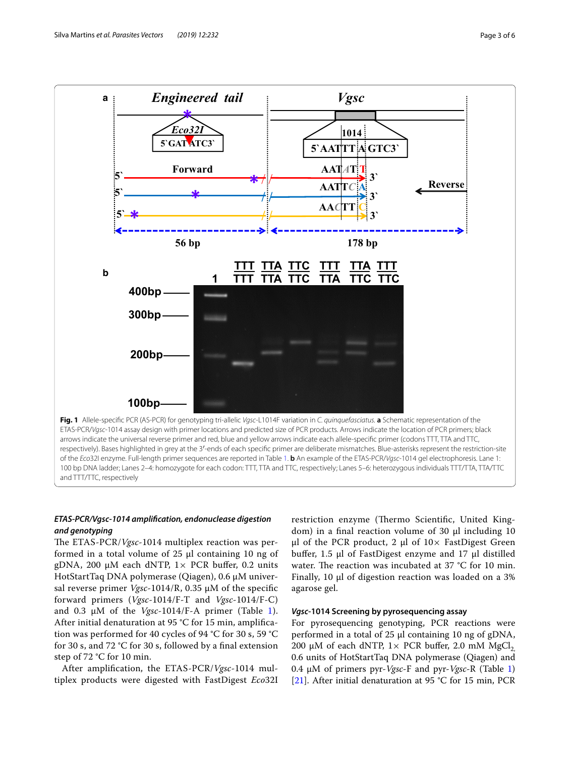**Fig. 1** Allele-specific PCR (AS-PCR) for genotyping tri-allelic *Vgsc*-L1014F variation in *C. quinquefasciatus*. **a** Schematic representation of the ETAS-PCR/*Vgsc*-1014 assay design with primer locations and predicted size of PCR products. Arrows indicate the location of PCR primers; black arrows indicate the universal reverse primer and red, blue and yellow arrows indicate each allele-specific primer (codons TTT, TTA and TTC, respectively). Bases highlighted in grey at the 3′-ends of each specific primer are deliberate mismatches. Blue-asterisks represent the restriction-site of the *Eco*32I enzyme. Full-length primer sequences are reported in Table 1. **b** An example of the ETAS-PCR/*Vgsc*-1014 gel electrophoresis. Lane 1: 100 bp DNA ladder; Lanes 2–4: homozygote for each codon: TTT, TTA and TTC, respectively; Lanes 5–6: heterozygous individuals TTT/TTA, TTA/TTC and TTT/TTC, respectively

### ETAS-PCR/Vgsc-1014 amplification, endonuclease digestion and genotyping

The ETAS-PCR/*Vgsc*-1014 multiplex reaction was performed in a total of 25 µl containing 10 ng of gDNA, 200 µM each dNTP, 1× PCR buffer, 0.2 units HotStartTaq DNA polymerase (Qiagen), 0.6 µM universal reverse primer *Vgsc*-1014/R, 0.35 µM of the specific forward primers (*Vgsc*-1014/F-T and *Vgsc*-1014/F-C) and 0.3 µM of the *Vgsc*-1014/F-A primer (Table 1). After initial denaturation at 95 °C for 15 min, amplification was performed for 40 cycles of 94 °C for 30 s, 59 °C for 30 s, and 72 °C for 30 s, followed by a final extension step of 72 °C for 10 min.

After amplification, the ETAS-PCR/*Vgsc*-1014 multiplex products were digested with FastDigest *Eco*32I restriction enzyme (Thermo Scientific, United Kingdom) in a final reaction volume of 30 µl including 10 µl of the PCR product, 2 µl of 10× FastDigest Green buffer, 1.5 µl of FastDigest enzyme and 17 µl distilled water. The reaction was incubated at 37 °C for 10 min. Finally, 10 µl of digestion reaction was loaded on a 3% agarose gel.

### *Vgsc*-1014 Screening by pyrosequencing assay

For pyrosequencing genotyping, PCR reactions were performed in a total of 25 µl containing 10 ng of gDNA, 200 µM of each dNTP, 1× PCR buffer, 2.0 mM $MgCl_2$, 0.6 units of HotStartTaq DNA polymerase (Qiagen) and 0.4 µM of primers pyr-*Vgsc*-F and pyr-*Vgsc*-R (Table 1) [21]. After initial denaturation at 95 °C for 15 min, PCR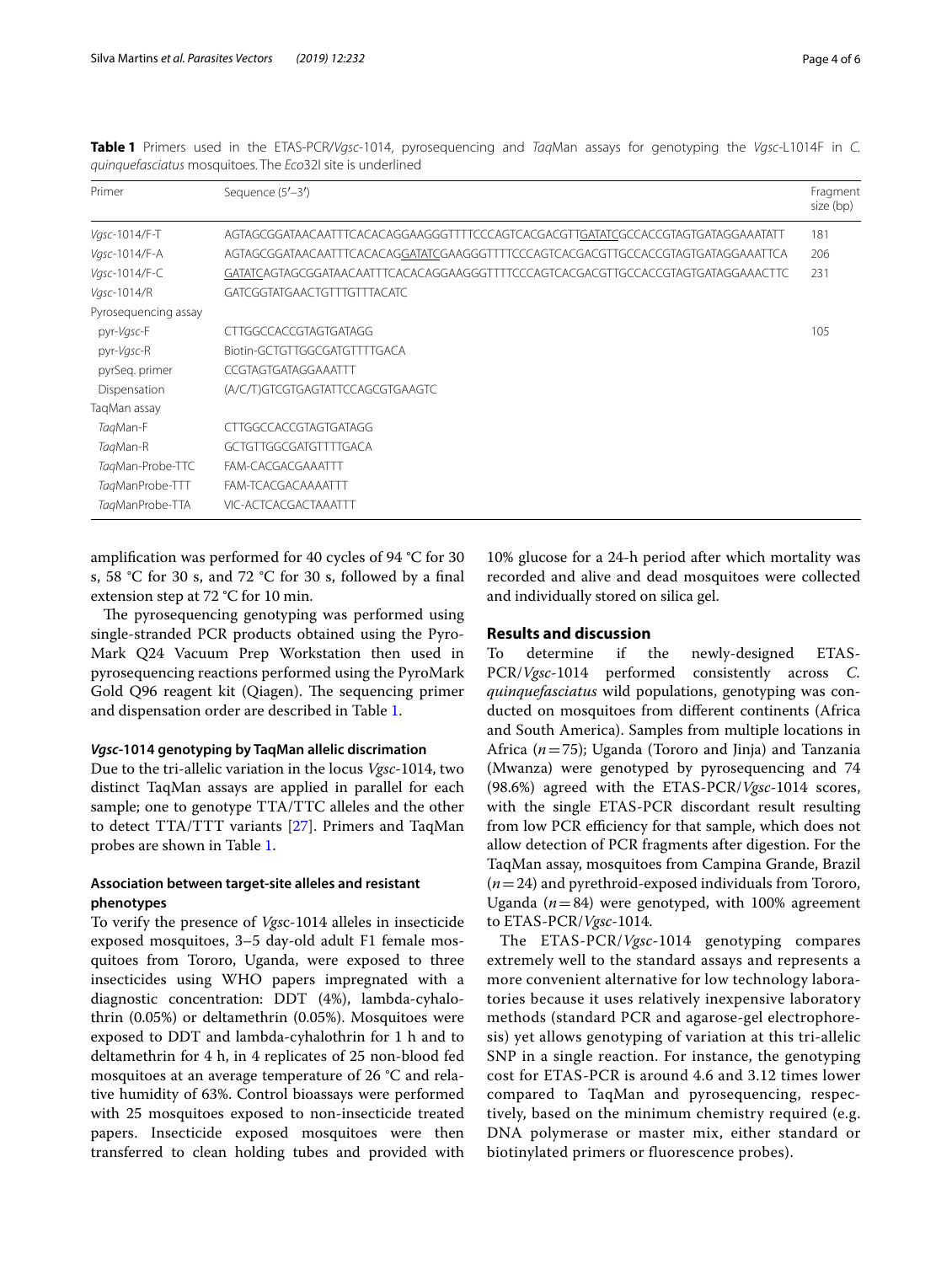**Table 1** Primers used in the ETAS-PCR/*Vgsc*-1014, pyrosequencing and *Taq*Man assays for genotyping the *Vgsc*-L1014F in *C. quinquefasciatus* mosquitoes. The *Eco*32I site is underlined

| Primer | Sequence (5′–3′) | Fragment size (bp) |
|---|---|---|
| *Vgsc*-1014/F-T | AGTAGCGGATAACAATTTCACACAGGAAGGGTTTTCCCAGTCACGACGTT<u>GATATC</u>GCCACCGTAGTGATAGGAAATATT | 181 |
| *Vgsc*-1014/F-A | AGTAGCGGATAACAATTTCACACAG<u>GATATC</u>GAAGGGTTTTCCCAGTCACGACGTTGCCACCGTAGTGATAGGAAATTCA | 206 |
| *Vgsc*-1014/F-C | <u>GATATC</u>AGTAGCGGATAACAATTTCACACAGGAAGGGTTTTCCCAGTCACGACGTTGCCACCGTAGTGATAGGAAACTTC | 231 |
| *Vgsc*-1014/R | GATCGGTATGAACTGTTTGTTTACATC | |
| Pyrosequencing assay | | |
| pyr-*Vgsc*-F | CTTGGCCACCGTAGTGATAGG | 105 |
| pyr-*Vgsc*-R | Biotin-GCTGTTGGCGATGTTTTGACA | |
| pyrSeq. primer | CCGTAGTGATAGGAAATTT | |
| Dispensation | (A/C/T)GTCGTGAGTATTCCAGCGTGAAGTC | |
| TaqMan assay | | |
| *Taq*Man-F | CTTGGCCACCGTAGTGATAGG | |
| *Taq*Man-R | GCTGTTGGCGATGTTTTGACA | |
| *Taq*Man-Probe-TTC | FAM-CACGACGAAATTT | |
| *Taq*ManProbe-TTT | FAM-TCACGACAAAATTT | |
| *Taq*ManProbe-TTA | VIC-ACTCACGACTAAATTT | |

amplification was performed for 40 cycles of 94 °C for 30 s, 58 °C for 30 s, and 72 °C for 30 s, followed by a final extension step at 72 °C for 10 min.

The pyrosequencing genotyping was performed using single-stranded PCR products obtained using the Pyro-Mark Q24 Vacuum Prep Workstation then used in pyrosequencing reactions performed using the PyroMark Gold Q96 reagent kit (Qiagen). The sequencing primer and dispensation order are described in Table 1.

#### *Vgsc*-1014 genotyping by TaqMan allelic discrimation

Due to the tri-allelic variation in the locus *Vgsc*-1014, two distinct TaqMan assays are applied in parallel for each sample; one to genotype TTA/TTC alleles and the other to detect TTA/TTT variants [27]. Primers and TaqMan probes are shown in Table 1.

#### Association between target-site alleles and resistant phenotypes

To verify the presence of *Vgs*c-1014 alleles in insecticide exposed mosquitoes, 3–5 day-old adult F1 female mosquitoes from Tororo, Uganda, were exposed to three insecticides using WHO papers impregnated with a diagnostic concentration: DDT (4%), lambda-cyhalothrin (0.05%) or deltamethrin (0.05%). Mosquitoes were exposed to DDT and lambda-cyhalothrin for 1 h and to deltamethrin for 4 h, in 4 replicates of 25 non-blood fed mosquitoes at an average temperature of 26 °C and relative humidity of 63%. Control bioassays were performed with 25 mosquitoes exposed to non-insecticide treated papers. Insecticide exposed mosquitoes were then transferred to clean holding tubes and provided with 10% glucose for a 24-h period after which mortality was recorded and alive and dead mosquitoes were collected and individually stored on silica gel.

## Results and discussion

To determine if the newly-designed ETAS-PCR/*Vgsc*-1014 performed consistently across *C. quinquefasciatus* wild populations, genotyping was conducted on mosquitoes from different continents (Africa and South America). Samples from multiple locations in Africa ($n = 75$); Uganda (Tororo and Jinja) and Tanzania (Mwanza) were genotyped by pyrosequencing and 74 (98.6%) agreed with the ETAS-PCR/*Vgsc*-1014 scores, with the single ETAS-PCR discordant result resulting from low PCR efficiency for that sample, which does not allow detection of PCR fragments after digestion. For the TaqMan assay, mosquitoes from Campina Grande, Brazil ($n = 24$) and pyrethroid-exposed individuals from Tororo, Uganda ($n = 84$) were genotyped, with 100% agreement to ETAS-PCR/*Vgsc*-1014.

The ETAS-PCR/*Vgsc*-1014 genotyping compares extremely well to the standard assays and represents a more convenient alternative for low technology laboratories because it uses relatively inexpensive laboratory methods (standard PCR and agarose-gel electrophoresis) yet allows genotyping of variation at this tri-allelic SNP in a single reaction. For instance, the genotyping cost for ETAS-PCR is around 4.6 and 3.12 times lower compared to TaqMan and pyrosequencing, respectively, based on the minimum chemistry required (e.g. DNA polymerase or master mix, either standard or biotinylated primers or fluorescence probes).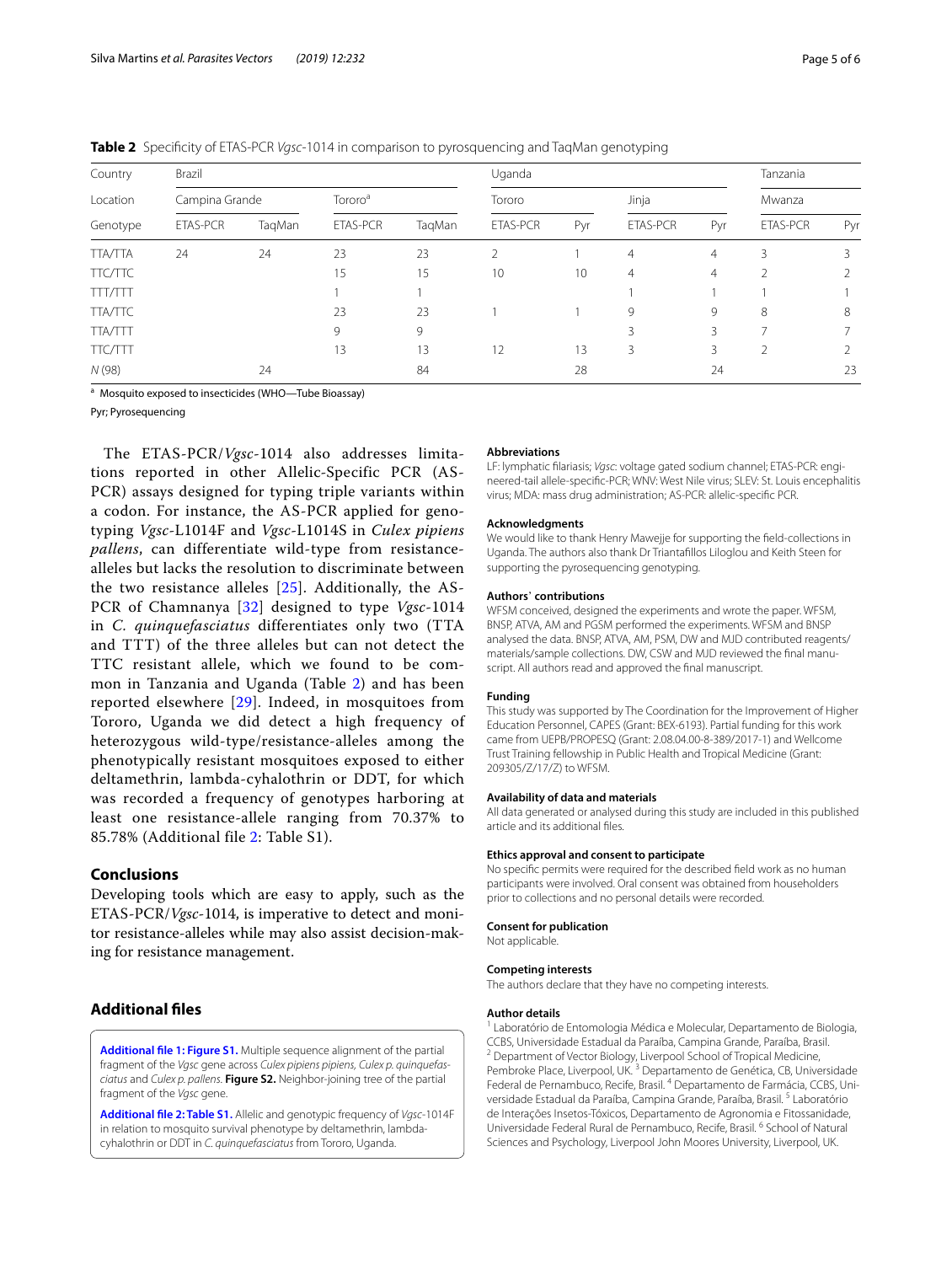**Table 2** Specificity of ETAS-PCR *Vgsc*-1014 in comparison to pyrosequencing and TaqMan genotyping

| Country | Brazil | | | | Uganda | | | | Tanzania | |
|---|---|---|---|---|---|---|---|---|---|---|
| Location | Campina Grande | | Tororo[a] | | Tororo | | Jinja | | Mwanza | |
| Genotype | ETAS-PCR | TaqMan | ETAS-PCR | TaqMan | ETAS-PCR | Pyr | ETAS-PCR | Pyr | ETAS-PCR | Pyr |
| TTA/TTA | 24 | 24 | 23 | 23 | 2 | 1 | 4 | 4 | 3 | 3 |
| TTC/TTC | | | 15 | 15 | 10 | 10 | 4 | 4 | 2 | 2 |
| TTT/TTT | | | 1 | 1 | | | 1 | 1 | 1 | 1 |
| TTA/TTC | | | 23 | 23 | 1 | 1 | 9 | 9 | 8 | 8 |
| TTA/TTT | | | 9 | 9 | | | 3 | 3 | 7 | 7 |
| TTC/TTT | | | 13 | 13 | 12 | 13 | 3 | 3 | 2 | 2 |
| *N* (98) | | 24 | | 84 | | 28 | | 24 | | 23 |

[a] Mosquito exposed to insecticides (WHO—Tube Bioassay)

Pyr; Pyrosequencing

The ETAS-PCR/*Vgsc*-1014 also addresses limitations reported in other Allelic-Specific PCR (AS-PCR) assays designed for typing triple variants within a codon. For instance, the AS-PCR applied for genotyping *Vgsc*-L1014F and *Vgsc*-L1014S in *Culex pipiens pallens*, can differentiate wild-type from resistance-alleles but lacks the resolution to discriminate between the two resistance alleles [25]. Additionally, the AS-PCR of Chamnanya [32] designed to type *Vgsc*-1014 in *C. quinquefasciatus* differentiates only two (TTA and TTT) of the three alleles but can not detect the TTC resistant allele, which we found to be common in Tanzania and Uganda (Table 2) and has been reported elsewhere [29]. Indeed, in mosquitoes from Tororo, Uganda we did detect a high frequency of heterozygous wild-type/resistance-alleles among the phenotypically resistant mosquitoes exposed to either deltamethrin, lambda-cyhalothrin or DDT, for which was recorded a frequency of genotypes harboring at least one resistance-allele ranging from 70.37% to 85.78% (Additional file 2: Table S1).

## Conclusions

Developing tools which are easy to apply, such as the ETAS-PCR/*Vgsc*-1014, is imperative to detect and monitor resistance-alleles while may also assist decision-making for resistance management.

## Additional files

**Additional file 1: Figure S1.** Multiple sequence alignment of the partial fragment of the *Vgsc* gene across *Culex pipiens pipiens, Culex p. quinquefasciatus* and *Culex p. pallens*. **Figure S2.** Neighbor-joining tree of the partial fragment of the *Vgsc* gene.

**Additional file 2: Table S1.** Allelic and genotypic frequency of *Vgsc*-1014F in relation to mosquito survival phenotype by deltamethrin, lambda-cyhalothrin or DDT in *C. quinquefasciatus* from Tororo, Uganda.

### Abbreviations

LF: lymphatic filariasis; *Vgsc*: voltage gated sodium channel; ETAS-PCR: engineered-tail allele-specific-PCR; WNV: West Nile virus; SLEV: St. Louis encephalitis virus; MDA: mass drug administration; AS-PCR: allelic-specific PCR.

### Acknowledgments

We would like to thank Henry Mawejje for supporting the field-collections in Uganda. The authors also thank Dr Triantafillos Liloglou and Keith Steen for supporting the pyrosequencing genotyping.

### Authors' contributions

WFSM conceived, designed the experiments and wrote the paper. WFSM, BNSP, ATVA, AM and PGSM performed the experiments. WFSM and BNSP analysed the data. BNSP, ATVA, AM, PSM, DW and MJD contributed reagents/materials/sample collections. DW, CSW and MJD reviewed the final manuscript. All authors read and approved the final manuscript.

### Funding

This study was supported by The Coordination for the Improvement of Higher Education Personnel, CAPES (Grant: BEX-6193). Partial funding for this work came from UEPB/PROPESQ (Grant: 2.08.04.00-8-389/2017-1) and Wellcome Trust Training fellowship in Public Health and Tropical Medicine (Grant: 209305/Z/17/Z) to WFSM.

### Availability of data and materials

All data generated or analysed during this study are included in this published article and its additional files.

### Ethics approval and consent to participate

No specific permits were required for the described field work as no human participants were involved. Oral consent was obtained from householders prior to collections and no personal details were recorded.

### Consent for publication

Not applicable.

### Competing interests

The authors declare that they have no competing interests.

### Author details

[1] Laboratório de Entomologia Médica e Molecular, Departamento de Biologia, CCBS, Universidade Estadual da Paraíba, Campina Grande, Paraíba, Brasil. [2] Department of Vector Biology, Liverpool School of Tropical Medicine, Pembroke Place, Liverpool, UK. [3] Departamento de Genética, CB, Universidade Federal de Pernambuco, Recife, Brasil. [4] Departamento de Farmácia, CCBS, Universidade Estadual da Paraíba, Campina Grande, Paraíba, Brasil. [5] Laboratório de Interações Insetos-Tóxicos, Departamento de Agronomia e Fitossanidade, Universidade Federal Rural de Pernambuco, Recife, Brasil. [6] School of Natural Sciences and Psychology, Liverpool John Moores University, Liverpool, UK.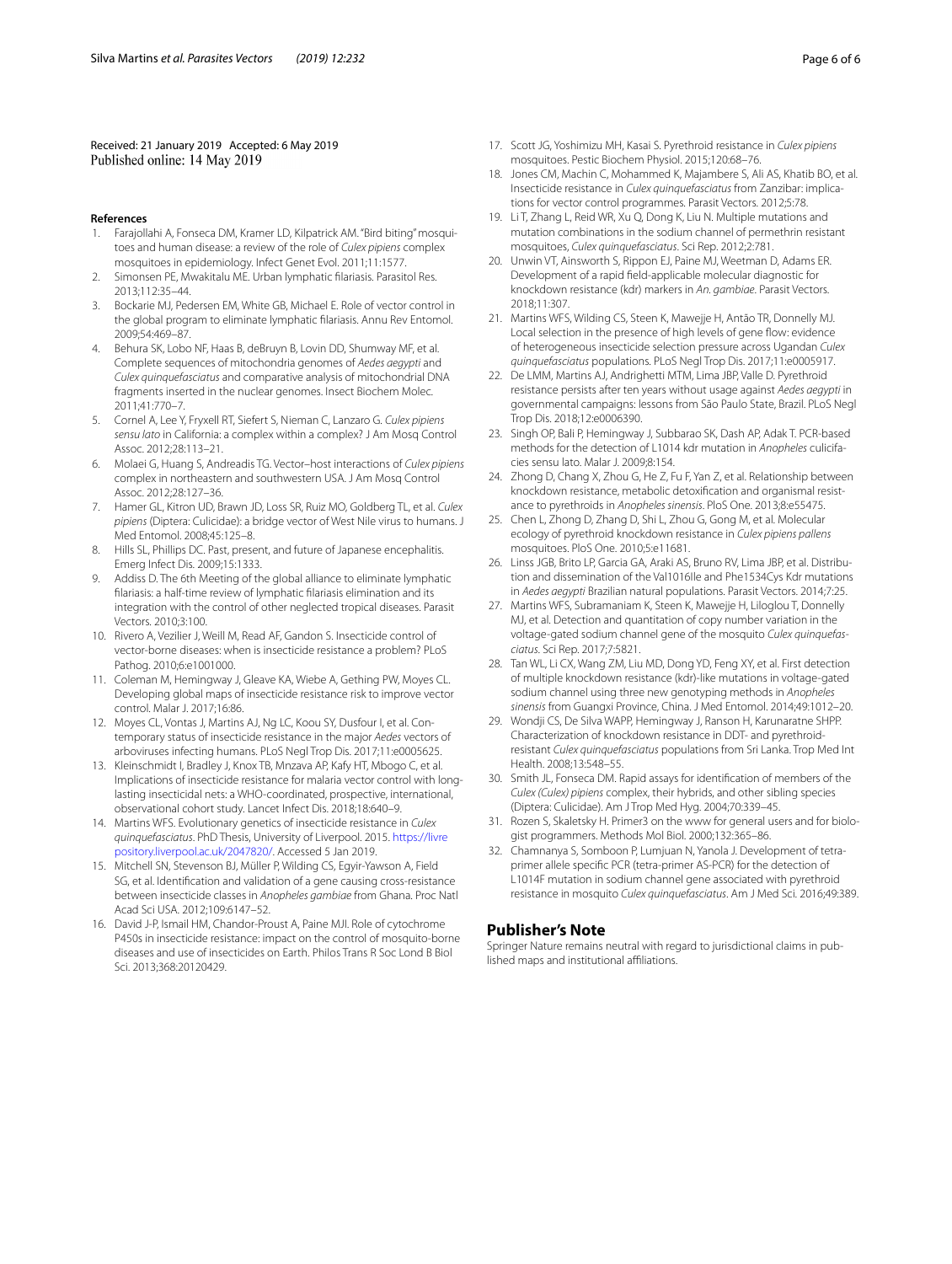Received: 21 January 2019 Accepted: 6 May 2019
Published online: 14 May 2019

#### References

1. Farajollahi A, Fonseca DM, Kramer LD, Kilpatrick AM. "Bird biting" mosquitoes and human disease: a review of the role of *Culex pipiens* complex mosquitoes in epidemiology. Infect Genet Evol. 2011;11:1577.
2. Simonsen PE, Mwakitalu ME. Urban lymphatic filariasis. Parasitol Res. 2013;112:35–44.
3. Bockarie MJ, Pedersen EM, White GB, Michael E. Role of vector control in the global program to eliminate lymphatic filariasis. Annu Rev Entomol. 2009;54:469–87.
4. Behura SK, Lobo NF, Haas B, deBruyn B, Lovin DD, Shumway MF, et al. Complete sequences of mitochondria genomes of *Aedes aegypti* and *Culex quinquefasciatus* and comparative analysis of mitochondrial DNA fragments inserted in the nuclear genomes. Insect Biochem Molec. 2011;41:770–7.
5. Cornel A, Lee Y, Fryxell RT, Siefert S, Nieman C, Lanzaro G. *Culex pipiens sensu lato* in California: a complex within a complex? J Am Mosq Control Assoc. 2012;28:113–21.
6. Molaei G, Huang S, Andreadis TG. Vector–host interactions of *Culex pipiens* complex in northeastern and southwestern USA. J Am Mosq Control Assoc. 2012;28:127–36.
7. Hamer GL, Kitron UD, Brawn JD, Loss SR, Ruiz MO, Goldberg TL, et al. *Culex pipiens* (Diptera: Culicidae): a bridge vector of West Nile virus to humans. J Med Entomol. 2008;45:125–8.
8. Hills SL, Phillips DC. Past, present, and future of Japanese encephalitis. Emerg Infect Dis. 2009;15:1333.
9. Addiss D. The 6th Meeting of the global alliance to eliminate lymphatic filariasis: a half-time review of lymphatic filariasis elimination and its integration with the control of other neglected tropical diseases. Parasit Vectors. 2010;3:100.
10. Rivero A, Vezilier J, Weill M, Read AF, Gandon S. Insecticide control of vector-borne diseases: when is insecticide resistance a problem? PLoS Pathog. 2010;6:e1001000.
11. Coleman M, Hemingway J, Gleave KA, Wiebe A, Gething PW, Moyes CL. Developing global maps of insecticide resistance risk to improve vector control. Malar J. 2017;16:86.
12. Moyes CL, Vontas J, Martins AJ, Ng LC, Koou SY, Dusfour I, et al. Contemporary status of insecticide resistance in the major *Aedes* vectors of arboviruses infecting humans. PLoS Negl Trop Dis. 2017;11:e0005625.
13. Kleinschmidt I, Bradley J, Knox TB, Mnzava AP, Kafy HT, Mbogo C, et al. Implications of insecticide resistance for malaria vector control with long-lasting insecticidal nets: a WHO-coordinated, prospective, international, observational cohort study. Lancet Infect Dis. 2018;18:640–9.
14. Martins WFS. Evolutionary genetics of insecticide resistance in *Culex quinquefasciatus*. PhD Thesis, University of Liverpool. 2015. https://livrepository.liverpool.ac.uk/2047820/. Accessed 5 Jan 2019.
15. Mitchell SN, Stevenson BJ, Müller P, Wilding CS, Egyir-Yawson A, Field SG, et al. Identification and validation of a gene causing cross-resistance between insecticide classes in *Anopheles gambiae* from Ghana. Proc Natl Acad Sci USA. 2012;109:6147–52.
16. David J-P, Ismail HM, Chandor-Proust A, Paine MJI. Role of cytochrome P450s in insecticide resistance: impact on the control of mosquito-borne diseases and use of insecticides on Earth. Philos Trans R Soc Lond B Biol Sci. 2013;368:20120429.
17. Scott JG, Yoshimizu MH, Kasai S. Pyrethroid resistance in *Culex pipiens* mosquitoes. Pestic Biochem Physiol. 2015;120:68–76.
18. Jones CM, Machin C, Mohammed K, Majambere S, Ali AS, Khatib BO, et al. Insecticide resistance in *Culex quinquefasciatus* from Zanzibar: implications for vector control programmes. Parasit Vectors. 2012;5:78.
19. Li T, Zhang L, Reid WR, Xu Q, Dong K, Liu N. Multiple mutations and mutation combinations in the sodium channel of permethrin resistant mosquitoes, *Culex quinquefasciatus*. Sci Rep. 2012;2:781.
20. Unwin VT, Ainsworth S, Rippon EJ, Paine MJ, Weetman D, Adams ER. Development of a rapid field-applicable molecular diagnostic for knockdown resistance (kdr) markers in *An. gambiae*. Parasit Vectors. 2018;11:307.
21. Martins WFS, Wilding CS, Steen K, Mawejje H, Antão TR, Donnelly MJ. Local selection in the presence of high levels of gene flow: evidence of heterogeneous insecticide selection pressure across Ugandan *Culex quinquefasciatus* populations. PLoS Negl Trop Dis. 2017;11:e0005917.
22. De LMM, Martins AJ, Andrighetti MTM, Lima JBP, Valle D. Pyrethroid resistance persists after ten years without usage against *Aedes aegypti* in governmental campaigns: lessons from São Paulo State, Brazil. PLoS Negl Trop Dis. 2018;12:e0006390.
23. Singh OP, Bali P, Hemingway J, Subbarao SK, Dash AP, Adak T. PCR-based methods for the detection of L1014 kdr mutation in *Anopheles* culicifacies sensu lato. Malar J. 2009;8:154.
24. Zhong D, Chang X, Zhou G, He Z, Fu F, Yan Z, et al. Relationship between knockdown resistance, metabolic detoxification and organismal resistance to pyrethroids in *Anopheles sinensis*. PloS One. 2013;8:e55475.
25. Chen L, Zhong D, Zhang D, Shi L, Zhou G, Gong M, et al. Molecular ecology of pyrethroid knockdown resistance in *Culex pipiens pallens* mosquitoes. PloS One. 2010;5:e11681.
26. Linss JGB, Brito LP, Garcia GA, Araki AS, Bruno RV, Lima JBP, et al. Distribution and dissemination of the Val1016Ile and Phe1534Cys Kdr mutations in *Aedes aegypti* Brazilian natural populations. Parasit Vectors. 2014;7:25.
27. Martins WFS, Subramaniam K, Steen K, Mawejje H, Liloglou T, Donnelly MJ, et al. Detection and quantitation of copy number variation in the voltage-gated sodium channel gene of the mosquito *Culex quinquefasciatus*. Sci Rep. 2017;7:5821.
28. Tan WL, Li CX, Wang ZM, Liu MD, Dong YD, Feng XY, et al. First detection of multiple knockdown resistance (kdr)-like mutations in voltage-gated sodium channel using three new genotyping methods in *Anopheles sinensis* from Guangxi Province, China. J Med Entomol. 2014;49:1012–20.
29. Wondji CS, De Silva WAPP, Hemingway J, Ranson H, Karunaratne SHPP. Characterization of knockdown resistance in DDT- and pyrethroid-resistant *Culex quinquefasciatus* populations from Sri Lanka. Trop Med Int Health. 2008;13:548–55.
30. Smith JL, Fonseca DM. Rapid assays for identification of members of the *Culex (Culex) pipiens* complex, their hybrids, and other sibling species (Diptera: Culicidae). Am J Trop Med Hyg. 2004;70:339–45.
31. Rozen S, Skaletsky H. Primer3 on the www for general users and for biologist programmers. Methods Mol Biol. 2000;132:365–86.
32. Chamnanya S, Somboon P, Lumjuan N, Yanola J. Development of tetra-primer allele specific PCR (tetra-primer AS-PCR) for the detection of L1014F mutation in sodium channel gene associated with pyrethroid resistance in mosquito *Culex quinquefasciatus*. Am J Med Sci. 2016;49:389.

### Publisher's Note

Springer Nature remains neutral with regard to jurisdictional claims in published maps and institutional affiliations.